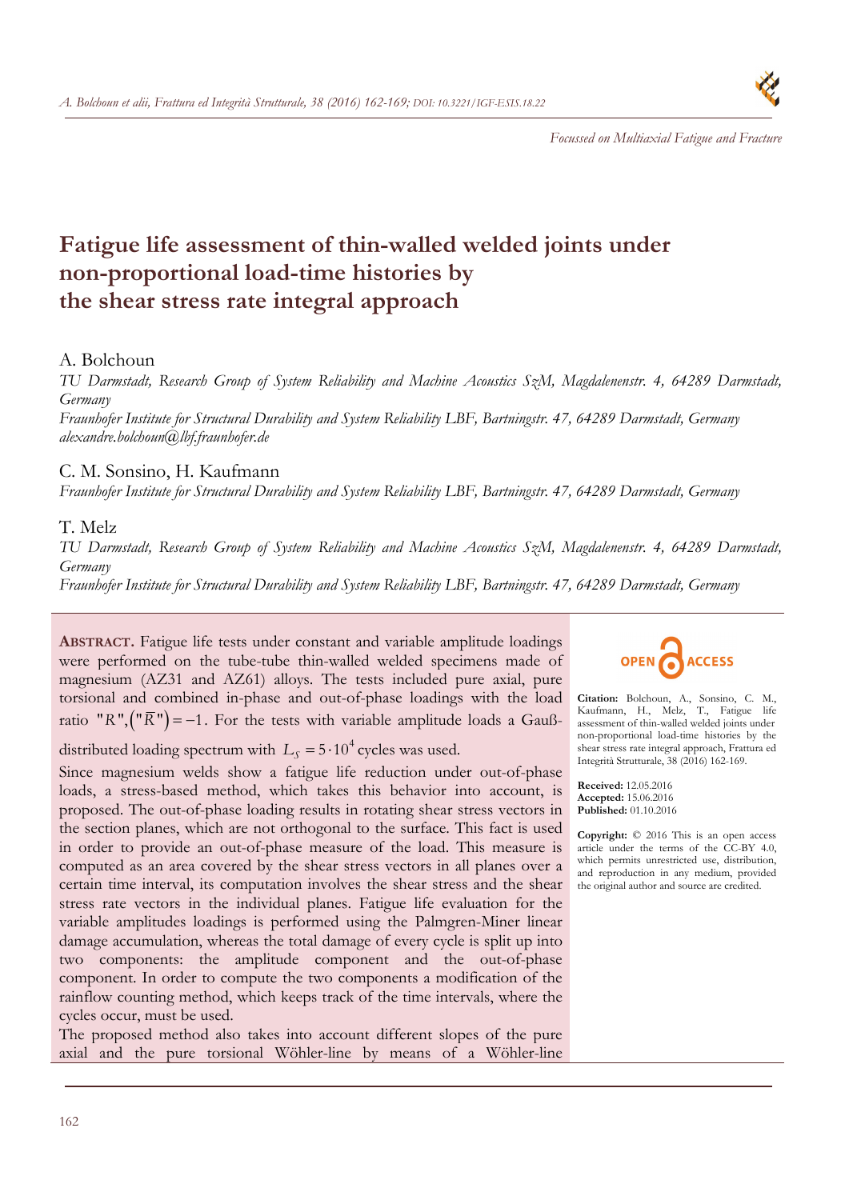Focussed on Multiaxial Fatigue and Fracture

# Fatigue life assessment of thin-walled welded joints under non-proportional load-time histories by the shear stress rate integral approach

A. Bolchoun

*TU Darmstadt, Research Group of System Reliability and Machine Acoustics SzM, Magdalenenstr. 4, 64289 Darmstadt, Germany*

*Fraunhofer Institute for Structural Durability and System Reliability LBF, Bartningstr. 47, 64289 Darmstadt, Germany*

*alexandre.bolchoun@lbf.fraunhofer.de*

C. M. Sonsino, H. Kaufmann

*Fraunhofer Institute for Structural Durability and System Reliability LBF, Bartningstr. 47, 64289 Darmstadt, Germany*

T. Melz

*TU Darmstadt, Research Group of System Reliability and Machine Acoustics SzM, Magdalenenstr. 4, 64289 Darmstadt, Germany*

*Fraunhofer Institute for Structural Durability and System Reliability LBF, Bartningstr. 47, 64289 Darmstadt, Germany*

**ABSTRACT.** Fatigue life tests under constant and variable amplitude loadings were performed on the tube-tube thin-walled welded specimens made of magnesium (AZ31 and AZ61) alloys. The tests included pure axial, pure torsional and combined in-phase and out-of-phase loadings with the load ratio $"R",("\bar{R}") = -1$. For the tests with variable amplitude loads a Gauß-distributed loading spectrum with $L_S = 5 \cdot 10^4$ cycles was used.

Since magnesium welds show a fatigue life reduction under out-of-phase loads, a stress-based method, which takes this behavior into account, is proposed. The out-of-phase loading results in rotating shear stress vectors in the section planes, which are not orthogonal to the surface. This fact is used in order to provide an out-of-phase measure of the load. This measure is computed as an area covered by the shear stress vectors in all planes over a certain time interval, its computation involves the shear stress and the shear stress rate vectors in the individual planes. Fatigue life evaluation for the variable amplitudes loadings is performed using the Palmgren-Miner linear damage accumulation, whereas the total damage of every cycle is split up into two components: the amplitude component and the out-of-phase component. In order to compute the two components a modification of the rainflow counting method, which keeps track of the time intervals, where the cycles occur, must be used.

The proposed method also takes into account different slopes of the pure axial and the pure torsional Wöhler-line by means of a Wöhler-line

**Citation:** Bolchoun, A., Sonsino, C. M., Kaufmann, H., Melz, T., Fatigue life assessment of thin-walled welded joints under non-proportional load-time histories by the shear stress rate integral approach, Frattura ed Integrità Strutturale, 38 (2016) 162-169.

**Received:** 12.05.2016
**Accepted:** 15.06.2016
**Published:** 01.10.2016

**Copyright:** © 2016 This is an open access article under the terms of the CC-BY 4.0, which permits unrestricted use, distribution, and reproduction in any medium, provided the original author and source are credited.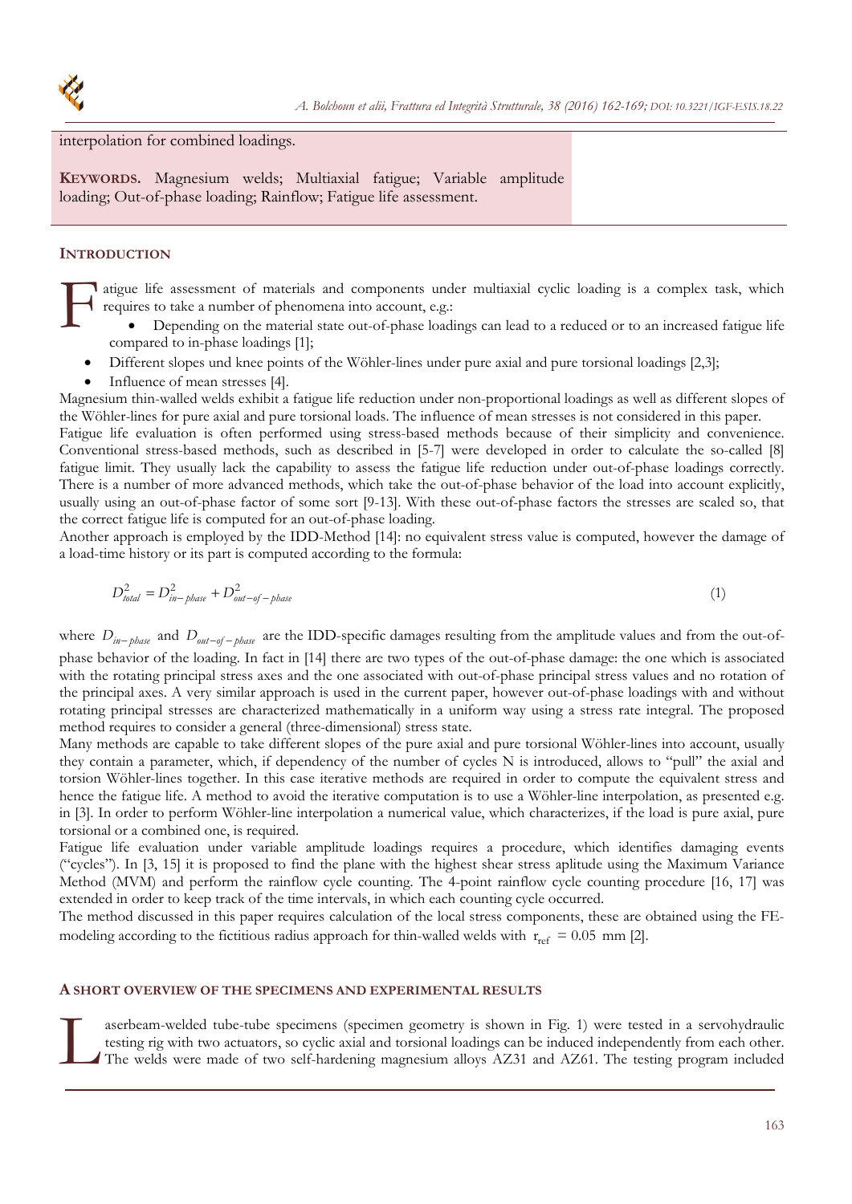interpolation for combined loadings.

**KEYWORDS.** Magnesium welds; Multiaxial fatigue; Variable amplitude loading; Out-of-phase loading; Rainflow; Fatigue life assessment.

## INTRODUCTION

Fatigue life assessment of materials and components under multiaxial cyclic loading is a complex task, which requires to take a number of phenomena into account, e.g.:

- Depending on the material state out-of-phase loadings can lead to a reduced or to an increased fatigue life compared to in-phase loadings [1];
- Different slopes und knee points of the Wöhler-lines under pure axial and pure torsional loadings [2,3];
- Influence of mean stresses [4].

Magnesium thin-walled welds exhibit a fatigue life reduction under non-proportional loadings as well as different slopes of the Wöhler-lines for pure axial and pure torsional loads. The influence of mean stresses is not considered in this paper.

Fatigue life evaluation is often performed using stress-based methods because of their simplicity and convenience. Conventional stress-based methods, such as described in [5-7] were developed in order to calculate the so-called [8] fatigue limit. They usually lack the capability to assess the fatigue life reduction under out-of-phase loadings correctly. There is a number of more advanced methods, which take the out-of-phase behavior of the load into account explicitly, usually using an out-of-phase factor of some sort [9-13]. With these out-of-phase factors the stresses are scaled so, that the correct fatigue life is computed for an out-of-phase loading.

Another approach is employed by the IDD-Method [14]: no equivalent stress value is computed, however the damage of a load-time history or its part is computed according to the formula:

$$D_{total}^2 = D_{in-phase}^2 + D_{out-of-phase}^2 \tag{1}$$

where $D_{in-phase}$ and $D_{out-of-phase}$ are the IDD-specific damages resulting from the amplitude values and from the out-of-phase behavior of the loading. In fact in [14] there are two types of the out-of-phase damage: the one which is associated with the rotating principal stress axes and the one associated with out-of-phase principal stress values and no rotation of the principal axes. A very similar approach is used in the current paper, however out-of-phase loadings with and without rotating principal stresses are characterized mathematically in a uniform way using a stress rate integral. The proposed method requires to consider a general (three-dimensional) stress state.

Many methods are capable to take different slopes of the pure axial and pure torsional Wöhler-lines into account, usually they contain a parameter, which, if dependency of the number of cycles N is introduced, allows to "pull" the axial and torsion Wöhler-lines together. In this case iterative methods are required in order to compute the equivalent stress and hence the fatigue life. A method to avoid the iterative computation is to use a Wöhler-line interpolation, as presented e.g. in [3]. In order to perform Wöhler-line interpolation a numerical value, which characterizes, if the load is pure axial, pure torsional or a combined one, is required.

Fatigue life evaluation under variable amplitude loadings requires a procedure, which identifies damaging events ("cycles"). In [3, 15] it is proposed to find the plane with the highest shear stress aplitude using the Maximum Variance Method (MVM) and perform the rainflow cycle counting. The 4-point rainflow cycle counting procedure [16, 17] was extended in order to keep track of the time intervals, in which each counting cycle occurred.

The method discussed in this paper requires calculation of the local stress components, these are obtained using the FE-modeling according to the fictitious radius approach for thin-walled welds with $r_{ref} = 0.05$ mm [2].

## A SHORT OVERVIEW OF THE SPECIMENS AND EXPERIMENTAL RESULTS

Laserbeam-welded tube-tube specimens (specimen geometry is shown in Fig. 1) were tested in a servohydraulic testing rig with two actuators, so cyclic axial and torsional loadings can be induced independently from each other. The welds were made of two self-hardening magnesium alloys AZ31 and AZ61. The testing program included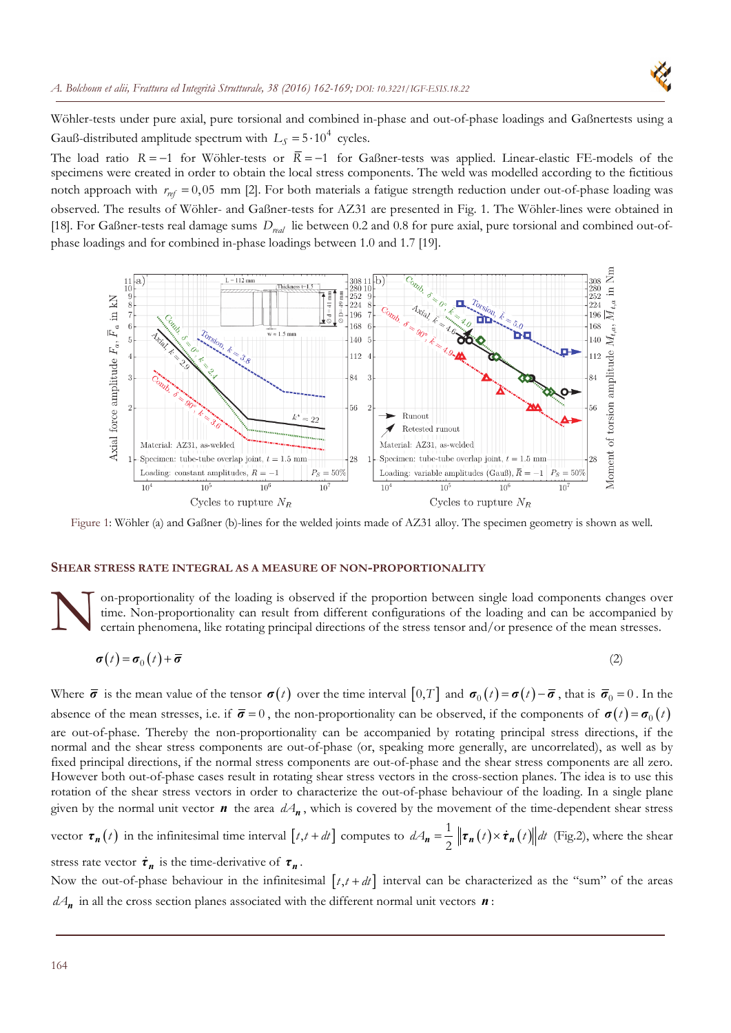Wöhler-tests under pure axial, pure torsional and combined in-phase and out-of-phase loadings and Gaßnertests using a Gauß-distributed amplitude spectrum with $L_S = 5 \cdot 10^4$ cycles.

The load ratio $R = -1$ for Wöhler-tests or $\overline{R} = -1$ for Gaßner-tests was applied. Linear-elastic FE-models of the specimens were created in order to obtain the local stress components. The weld was modelled according to the fictitious notch approach with $r_{ref} = 0{,}05$ mm [2]. For both materials a fatigue strength reduction under out-of-phase loading was observed. The results of Wöhler- and Gaßner-tests for AZ31 are presented in Fig. 1. The Wöhler-lines were obtained in [18]. For Gaßner-tests real damage sums $D_{real}$ lie between 0.2 and 0.8 for pure axial, pure torsional and combined out-of-phase loadings and for combined in-phase loadings between 1.0 and 1.7 [19].

a)
L = 112 mm
Thickness t=1.5
∅ d=41 mm
∅ D=49 mm
w = 1.5 mm
Comb. δ = 0°, k = 2.4
Axial, k = 2.9
Torsion, k = 3.8
Comb. δ = 90°, k = 3.6
k* = 22
Material: AZ31, as-welded
Specimen: tube-tube overlap joint, t = 1.5 mm
Loading: constant amplitudes, R = −1
$P_S$ = 50%
Axial force amplitude $F_a$, $\overline{F}_a$ in kN
Cycles to rupture $N_R$

b)
Comb. δ = 0°, k = 4.0
Torsion, k = 5.0
Axial, k = 4.6
Comb. δ = 90°, k = 4.9
Runout
Retested runout
Material: AZ31, as-welded
Specimen: tube-tube overlap joint, t = 1.5 mm
Loading: variable amplitudes (Gauß), $\overline{R}$ = −1
$P_S$ = 50%
Moment of torsion amplitude $M_{t,a}$, $\overline{M}_{t,a}$ in Nm
Cycles to rupture $N_R$

Figure 1: Wöhler (a) and Gaßner (b)-lines for the welded joints made of AZ31 alloy. The specimen geometry is shown as well.

## SHEAR STRESS RATE INTEGRAL AS A MEASURE OF NON-PROPORTIONALITY

Non-proportionality of the loading is observed if the proportion between single load components changes over time. Non-proportionality can result from different configurations of the loading and can be accompanied by certain phenomena, like rotating principal directions of the stress tensor and/or presence of the mean stresses.

$$\boldsymbol{\sigma}(t) = \boldsymbol{\sigma}_0(t) + \overline{\boldsymbol{\sigma}} \tag{2}$$

Where $\overline{\boldsymbol{\sigma}}$ is the mean value of the tensor $\boldsymbol{\sigma}(t)$ over the time interval $[0,T]$ and $\boldsymbol{\sigma}_0(t) = \boldsymbol{\sigma}(t) - \overline{\boldsymbol{\sigma}}$, that is $\overline{\boldsymbol{\sigma}}_0 = 0$. In the absence of the mean stresses, i.e. if $\overline{\boldsymbol{\sigma}} = 0$, the non-proportionality can be observed, if the components of $\boldsymbol{\sigma}(t) = \boldsymbol{\sigma}_0(t)$ are out-of-phase. Thereby the non-proportionality can be accompanied by rotating principal stress directions, if the normal and the shear stress components are out-of-phase (or, speaking more generally, are uncorrelated), as well as by fixed principal directions, if the normal stress components are out-of-phase and the shear stress components are all zero. However both out-of-phase cases result in rotating shear stress vectors in the cross-section planes. The idea is to use this rotation of the shear stress vectors in order to characterize the out-of-phase behaviour of the loading. In a single plane given by the normal unit vector $\boldsymbol{n}$ the area $dA_{\boldsymbol{n}}$, which is covered by the movement of the time-dependent shear stress vector $\boldsymbol{\tau}_{\boldsymbol{n}}(t)$ in the infinitesimal time interval $[t, t+dt]$ computes to $dA_{\boldsymbol{n}} = \frac{1}{2}\left\|\boldsymbol{\tau}_{\boldsymbol{n}}(t) \times \dot{\boldsymbol{\tau}}_{\boldsymbol{n}}(t)\right\| dt$ (Fig.2), where the shear stress rate vector $\dot{\boldsymbol{\tau}}_{\boldsymbol{n}}$ is the time-derivative of $\boldsymbol{\tau}_{\boldsymbol{n}}$.

Now the out-of-phase behaviour in the infinitesimal $[t, t+dt]$ interval can be characterized as the "sum" of the areas $dA_{\boldsymbol{n}}$ in all the cross section planes associated with the different normal unit vectors $\boldsymbol{n}$: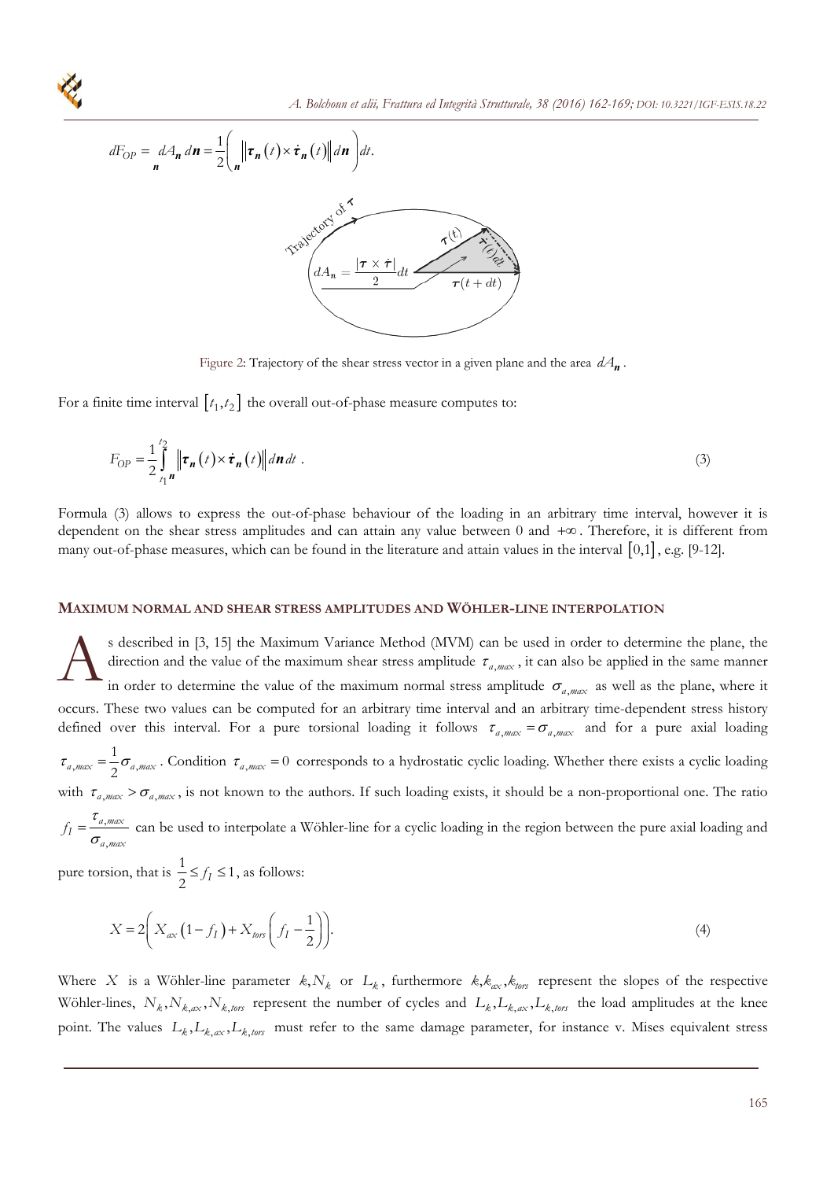$$dF_{OP} = \int_{\boldsymbol{n}} dA_{\boldsymbol{n}}\, d\boldsymbol{n} = \frac{1}{2}\left(\int_{\boldsymbol{n}} \left\| \boldsymbol{\tau}_{\boldsymbol{n}}(t) \times \dot{\boldsymbol{\tau}}_{\boldsymbol{n}}(t) \right\| d\boldsymbol{n}\right) dt.$$

Trajectory of $\boldsymbol{\tau}$

$\boldsymbol{\tau}(t)$

$\dot{\boldsymbol{\tau}}(t)dt$

$dA_{\boldsymbol{n}} = \frac{|\boldsymbol{\tau} \times \dot{\boldsymbol{\tau}}|}{2} dt$

$\boldsymbol{\tau}(t+dt)$

Figure 2: Trajectory of the shear stress vector in a given plane and the area $dA_{\boldsymbol{n}}$.

For a finite time interval $[t_1, t_2]$ the overall out-of-phase measure computes to:

$$F_{OP} = \frac{1}{2} \int_{t_1}^{t_2} \int_{\boldsymbol{n}} \left\| \boldsymbol{\tau}_{\boldsymbol{n}}(t) \times \dot{\boldsymbol{\tau}}_{\boldsymbol{n}}(t) \right\| d\boldsymbol{n}\, dt \,. \tag{3}$$

Formula (3) allows to express the out-of-phase behaviour of the loading in an arbitrary time interval, however it is dependent on the shear stress amplitudes and can attain any value between 0 and $+\infty$. Therefore, it is different from many out-of-phase measures, which can be found in the literature and attain values in the interval $[0,1]$, e.g. [9-12].

## MAXIMUM NORMAL AND SHEAR STRESS AMPLITUDES AND WÖHLER-LINE INTERPOLATION

As described in [3, 15] the Maximum Variance Method (MVM) can be used in order to determine the plane, the direction and the value of the maximum shear stress amplitude $\tau_{a,max}$, it can also be applied in the same manner in order to determine the value of the maximum normal stress amplitude $\sigma_{a,max}$ as well as the plane, where it occurs. These two values can be computed for an arbitrary time interval and an arbitrary time-dependent stress history defined over this interval. For a pure torsional loading it follows $\tau_{a,max} = \sigma_{a,max}$ and for a pure axial loading $\tau_{a,max} = \frac{1}{2}\sigma_{a,max}$. Condition $\tau_{a,max} = 0$ corresponds to a hydrostatic cyclic loading. Whether there exists a cyclic loading with $\tau_{a,max} > \sigma_{a,max}$, is not known to the authors. If such loading exists, it should be a non-proportional one. The ratio $f_I = \frac{\tau_{a,max}}{\sigma_{a,max}}$ can be used to interpolate a Wöhler-line for a cyclic loading in the region between the pure axial loading and pure torsion, that is $\frac{1}{2} \le f_I \le 1$, as follows:

$$X = 2\left( X_{ax}\left(1 - f_I\right) + X_{tors}\left(f_I - \frac{1}{2}\right)\right). \tag{4}$$

Where $X$ is a Wöhler-line parameter $k, N_k$ or $L_k$, furthermore $k, k_{ax}, k_{tors}$ represent the slopes of the respective Wöhler-lines, $N_k, N_{k,ax}, N_{k,tors}$ represent the number of cycles and $L_k, L_{k,ax}, L_{k,tors}$ the load amplitudes at the knee point. The values $L_k, L_{k,ax}, L_{k,tors}$ must refer to the same damage parameter, for instance v. Mises equivalent stress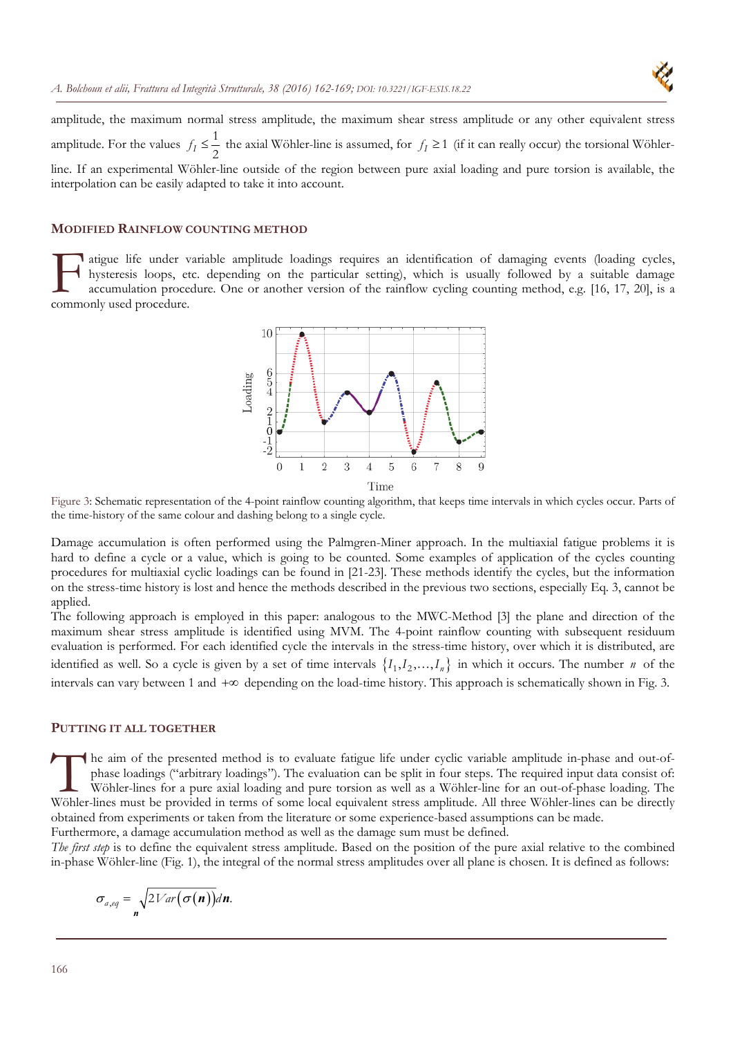amplitude, the maximum normal stress amplitude, the maximum shear stress amplitude or any other equivalent stress amplitude. For the values $f_I \leq \frac{1}{2}$ the axial Wöhler-line is assumed, for $f_I \geq 1$ (if it can really occur) the torsional Wöhler-line. If an experimental Wöhler-line outside of the region between pure axial loading and pure torsion is available, the interpolation can be easily adapted to take it into account.

## MODIFIED RAINFLOW COUNTING METHOD

Fatigue life under variable amplitude loadings requires an identification of damaging events (loading cycles, hysteresis loops, etc. depending on the particular setting), which is usually followed by a suitable damage accumulation procedure. One or another version of the rainflow cycling counting method, e.g. [16, 17, 20], is a commonly used procedure.

Loading

10
6
5
4
2
1
0
-1
-2

0 1 2 3 4 5 6 7 8 9

Time

Figure 3: Schematic representation of the 4-point rainflow counting algorithm, that keeps time intervals in which cycles occur. Parts of the time-history of the same colour and dashing belong to a single cycle.

Damage accumulation is often performed using the Palmgren-Miner approach. In the multiaxial fatigue problems it is hard to define a cycle or a value, which is going to be counted. Some examples of application of the cycles counting procedures for multiaxial cyclic loadings can be found in [21-23]. These methods identify the cycles, but the information on the stress-time history is lost and hence the methods described in the previous two sections, especially Eq. 3, cannot be applied.

The following approach is employed in this paper: analogous to the MWC-Method [3] the plane and direction of the maximum shear stress amplitude is identified using MVM. The 4-point rainflow counting with subsequent residuum evaluation is performed. For each identified cycle the intervals in the stress-time history, over which it is distributed, are identified as well. So a cycle is given by a set of time intervals $\{I_1, I_2, \ldots, I_n\}$ in which it occurs. The number $n$ of the intervals can vary between 1 and $+\infty$ depending on the load-time history. This approach is schematically shown in Fig. 3.

## PUTTING IT ALL TOGETHER

The aim of the presented method is to evaluate fatigue life under cyclic variable amplitude in-phase and out-of-phase loadings ("arbitrary loadings"). The evaluation can be split in four steps. The required input data consist of: Wöhler-lines for a pure axial loading and pure torsion as well as a Wöhler-line for an out-of-phase loading. The Wöhler-lines must be provided in terms of some local equivalent stress amplitude. All three Wöhler-lines can be directly obtained from experiments or taken from the literature or some experience-based assumptions can be made.

Furthermore, a damage accumulation method as well as the damage sum must be defined.

*The first step* is to define the equivalent stress amplitude. Based on the position of the pure axial relative to the combined in-phase Wöhler-line (Fig. 1), the integral of the normal stress amplitudes over all plane is chosen. It is defined as follows:

$$\sigma_{a,eq} = \int_{\boldsymbol{n}} \sqrt{2Var\left(\sigma(\boldsymbol{n})\right)} d\boldsymbol{n}.$$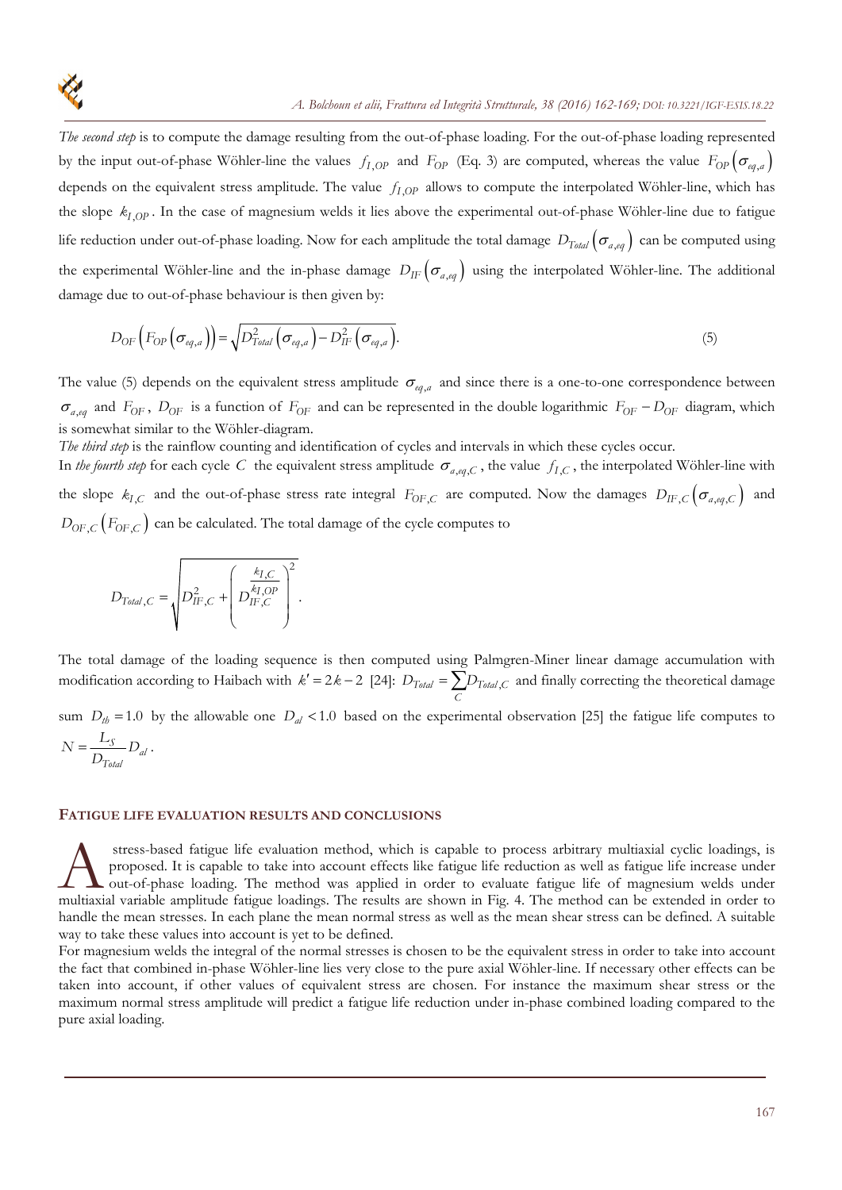*The second step* is to compute the damage resulting from the out-of-phase loading. For the out-of-phase loading represented by the input out-of-phase Wöhler-line the values $f_{I,OP}$ and $F_{OP}$ (Eq. 3) are computed, whereas the value $F_{OP}\left(\sigma_{eq,a}\right)$ depends on the equivalent stress amplitude. The value $f_{I,OP}$ allows to compute the interpolated Wöhler-line, which has the slope $k_{I,OP}$. In the case of magnesium welds it lies above the experimental out-of-phase Wöhler-line due to fatigue life reduction under out-of-phase loading. Now for each amplitude the total damage $D_{Total}\left(\sigma_{a,eq}\right)$ can be computed using the experimental Wöhler-line and the in-phase damage $D_{IF}\left(\sigma_{a,eq}\right)$ using the interpolated Wöhler-line. The additional damage due to out-of-phase behaviour is then given by:

$$D_{OF}\left(F_{OP}\left(\sigma_{eq,a}\right)\right) = \sqrt{D_{Total}^{2}\left(\sigma_{eq,a}\right) - D_{IF}^{2}\left(\sigma_{eq,a}\right)}. \tag{5}$$

The value (5) depends on the equivalent stress amplitude $\sigma_{eq,a}$ and since there is a one-to-one correspondence between $\sigma_{a,eq}$ and $F_{OF}$, $D_{OF}$ is a function of $F_{OF}$ and can be represented in the double logarithmic $F_{OF} - D_{OF}$ diagram, which is somewhat similar to the Wöhler-diagram.

*The third step* is the rainflow counting and identification of cycles and intervals in which these cycles occur.

In *the fourth step* for each cycle $C$ the equivalent stress amplitude $\sigma_{a,eq,C}$, the value $f_{I,C}$, the interpolated Wöhler-line with the slope $k_{I,C}$ and the out-of-phase stress rate integral $F_{OF,C}$ are computed. Now the damages $D_{IF,C}\left(\sigma_{a,eq,C}\right)$ and $D_{OF,C}\left(F_{OF,C}\right)$ can be calculated. The total damage of the cycle computes to

$$D_{Total,C} = \sqrt{D_{IF,C}^{2} + \left(D_{IF,C}^{\frac{k_{I,C}}{k_{I,OP}}}\right)^{2}}.$$

The total damage of the loading sequence is then computed using Palmgren-Miner linear damage accumulation with modification according to Haibach with $k' = 2k - 2$ [24]: $D_{Total} = \sum_{C} D_{Total,C}$ and finally correcting the theoretical damage sum $D_{th} = 1.0$ by the allowable one $D_{al} < 1.0$ based on the experimental observation [25] the fatigue life computes to $N = \dfrac{L_S}{D_{Total}} D_{al}$.

## FATIGUE LIFE EVALUATION RESULTS AND CONCLUSIONS

A stress-based fatigue life evaluation method, which is capable to process arbitrary multiaxial cyclic loadings, is proposed. It is capable to take into account effects like fatigue life reduction as well as fatigue life increase under out-of-phase loading. The method was applied in order to evaluate fatigue life of magnesium welds under multiaxial variable amplitude fatigue loadings. The results are shown in Fig. 4. The method can be extended in order to handle the mean stresses. In each plane the mean normal stress as well as the mean shear stress can be defined. A suitable way to take these values into account is yet to be defined.

For magnesium welds the integral of the normal stresses is chosen to be the equivalent stress in order to take into account the fact that combined in-phase Wöhler-line lies very close to the pure axial Wöhler-line. If necessary other effects can be taken into account, if other values of equivalent stress are chosen. For instance the maximum shear stress or the maximum normal stress amplitude will predict a fatigue life reduction under in-phase combined loading compared to the pure axial loading.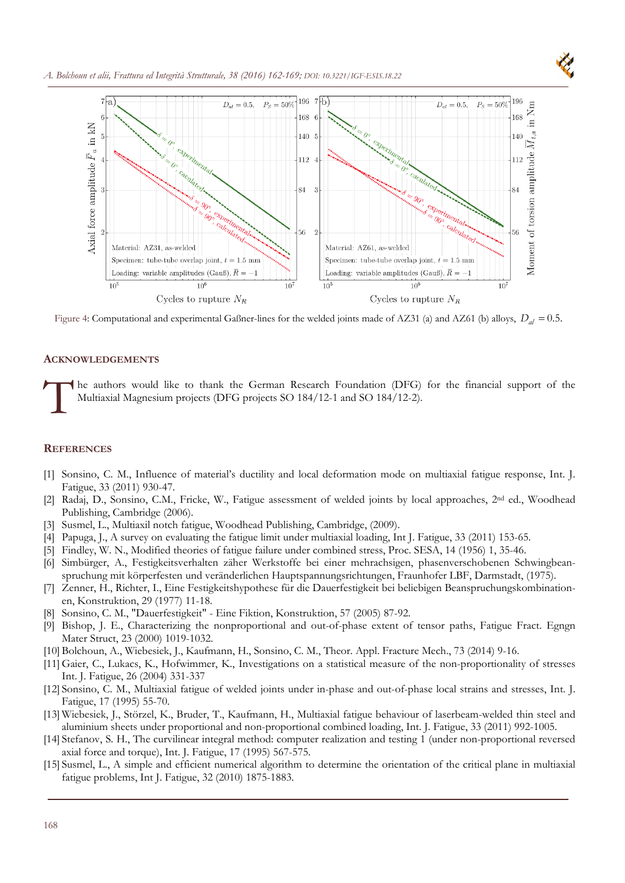(a)

$D_{al} = 0.5$, $P_S = 50\%$

$\delta = 0°$, experimental

$\delta = 0°$, calculated

$\delta = 90°$, experimental

$\delta = 90°$, calculated

Material: AZ31, as-welded

Specimen: tube-tube overlap joint, $t = 1.5$ mm

Loading: variable amplitudes (Gauß), $\bar{R} = -1$

Axial force amplitude $\bar{F}_a$ in kN

2, 3, 4, 5, 6, 7

56, 84, 112, 140, 168, 196

$10^5$, $10^6$, $10^7$

Cycles to rupture $N_R$

(b)

$D_{al} = 0.5$, $P_S = 50\%$

$\delta = 0°$, experimental

$\delta = 0°$, caculated

$\delta = 90°$, experimental

$\delta = 90°$, calculated

Material: AZ61, as-welded

Specimen: tube-tube overlap joint, $t = 1.5$ mm

Loading: variable amplitudes (Gauß), $\bar{R} = -1$

Moment of torsion amplitude $\bar{M}_{t,a}$ in Nm

2, 3, 4, 5, 6, 7

56, 84, 112, 140, 168, 196

$10^5$, $10^6$, $10^7$

Cycles to rupture $N_R$

Figure 4: Computational and experimental Gaßner-lines for the welded joints made of AZ31 (a) and AZ61 (b) alloys, $D_{al} = 0.5$.

## ACKNOWLEDGEMENTS

The authors would like to thank the German Research Foundation (DFG) for the financial support of the Multiaxial Magnesium projects (DFG projects SO 184/12-1 and SO 184/12-2).

## REFERENCES

[1] Sonsino, C. M., Influence of material's ductility and local deformation mode on multiaxial fatigue response, Int. J. Fatigue, 33 (2011) 930-47.

[2] Radaj, D., Sonsino, C.M., Fricke, W., Fatigue assessment of welded joints by local approaches, 2nd ed., Woodhead Publishing, Cambridge (2006).

[3] Susmel, L., Multiaxil notch fatigue, Woodhead Publishing, Cambridge, (2009).

[4] Papuga, J., A survey on evaluating the fatigue limit under multiaxial loading, Int J. Fatigue, 33 (2011) 153-65.

[5] Findley, W. N., Modified theories of fatigue failure under combined stress, Proc. SESA, 14 (1956) 1, 35-46.

[6] Simbürger, A., Festigkeitsverhalten zäher Werkstoffe bei einer mehrachsigen, phasenverschobenen Schwingbeanspruchung mit körperfesten und veränderlichen Hauptspannungsrichtungen, Fraunhofer LBF, Darmstadt, (1975).

[7] Zenner, H., Richter, I., Eine Festigkeitshypothese für die Dauerfestigkeit bei beliebigen Beanspruchungskombinationen, Konstruktion, 29 (1977) 11-18.

[8] Sonsino, C. M., "Dauerfestigkeit" - Eine Fiktion, Konstruktion, 57 (2005) 87-92.

[9] Bishop, J. E., Characterizing the nonproportional and out-of-phase extent of tensor paths, Fatigue Fract. Egngn Mater Struct, 23 (2000) 1019-1032.

[10] Bolchoun, A., Wiebesiek, J., Kaufmann, H., Sonsino, C. M., Theor. Appl. Fracture Mech., 73 (2014) 9-16.

[11] Gaier, C., Lukacs, K., Hofwimmer, K., Investigations on a statistical measure of the non-proportionality of stresses Int. J. Fatigue, 26 (2004) 331-337

[12] Sonsino, C. M., Multiaxial fatigue of welded joints under in-phase and out-of-phase local strains and stresses, Int. J. Fatigue, 17 (1995) 55-70.

[13] Wiebesiek, J., Störzel, K., Bruder, T., Kaufmann, H., Multiaxial fatigue behaviour of laserbeam-welded thin steel and aluminium sheets under proportional and non-proportional combined loading, Int. J. Fatigue, 33 (2011) 992-1005.

[14] Stefanov, S. H., The curvilinear integral method: computer realization and testing 1 (under non-proportional reversed axial force and torque), Int. J. Fatigue, 17 (1995) 567-575.

[15] Susmel, L., A simple and efficient numerical algorithm to determine the orientation of the critical plane in multiaxial fatigue problems, Int J. Fatigue, 32 (2010) 1875-1883.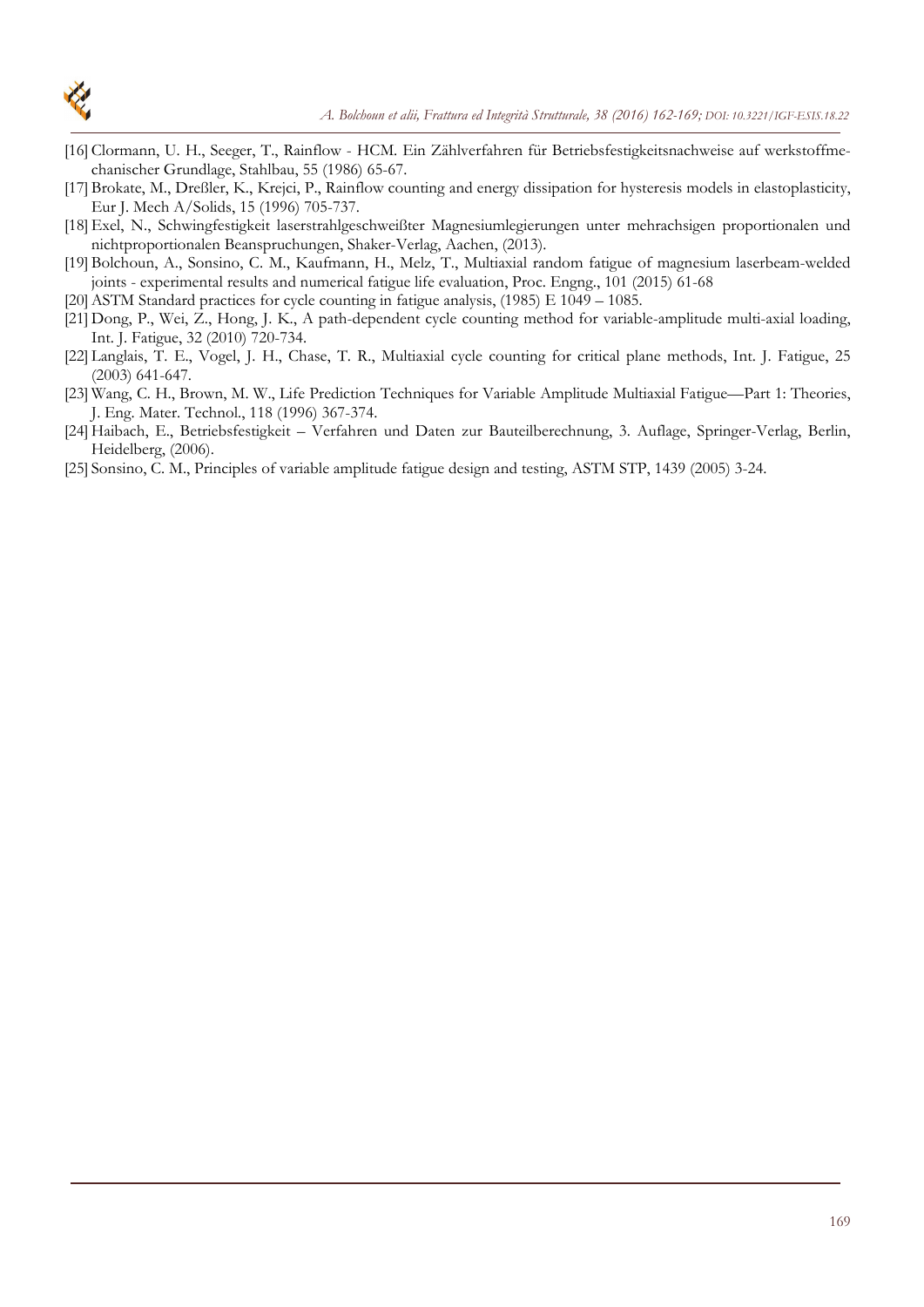[16] Clormann, U. H., Seeger, T., Rainflow - HCM. Ein Zählverfahren für Betriebsfestigkeitsnachweise auf werkstoffmechanischer Grundlage, Stahlbau, 55 (1986) 65-67.

[17] Brokate, M., Dreßler, K., Krejci, P., Rainflow counting and energy dissipation for hysteresis models in elastoplasticity, Eur J. Mech A/Solids, 15 (1996) 705-737.

[18] Exel, N., Schwingfestigkeit laserstrahlgeschweißter Magnesiumlegierungen unter mehrachsigen proportionalen und nichtproportionalen Beanspruchungen, Shaker-Verlag, Aachen, (2013).

[19] Bolchoun, A., Sonsino, C. M., Kaufmann, H., Melz, T., Multiaxial random fatigue of magnesium laserbeam-welded joints - experimental results and numerical fatigue life evaluation, Proc. Engng., 101 (2015) 61-68

[20] ASTM Standard practices for cycle counting in fatigue analysis, (1985) E 1049 – 1085.

[21] Dong, P., Wei, Z., Hong, J. K., A path-dependent cycle counting method for variable-amplitude multi-axial loading, Int. J. Fatigue, 32 (2010) 720-734.

[22] Langlais, T. E., Vogel, J. H., Chase, T. R., Multiaxial cycle counting for critical plane methods, Int. J. Fatigue, 25 (2003) 641-647.

[23] Wang, C. H., Brown, M. W., Life Prediction Techniques for Variable Amplitude Multiaxial Fatigue—Part 1: Theories, J. Eng. Mater. Technol., 118 (1996) 367-374.

[24] Haibach, E., Betriebsfestigkeit – Verfahren und Daten zur Bauteilberechnung, 3. Auflage, Springer-Verlag, Berlin, Heidelberg, (2006).

[25] Sonsino, C. M., Principles of variable amplitude fatigue design and testing, ASTM STP, 1439 (2005) 3-24.